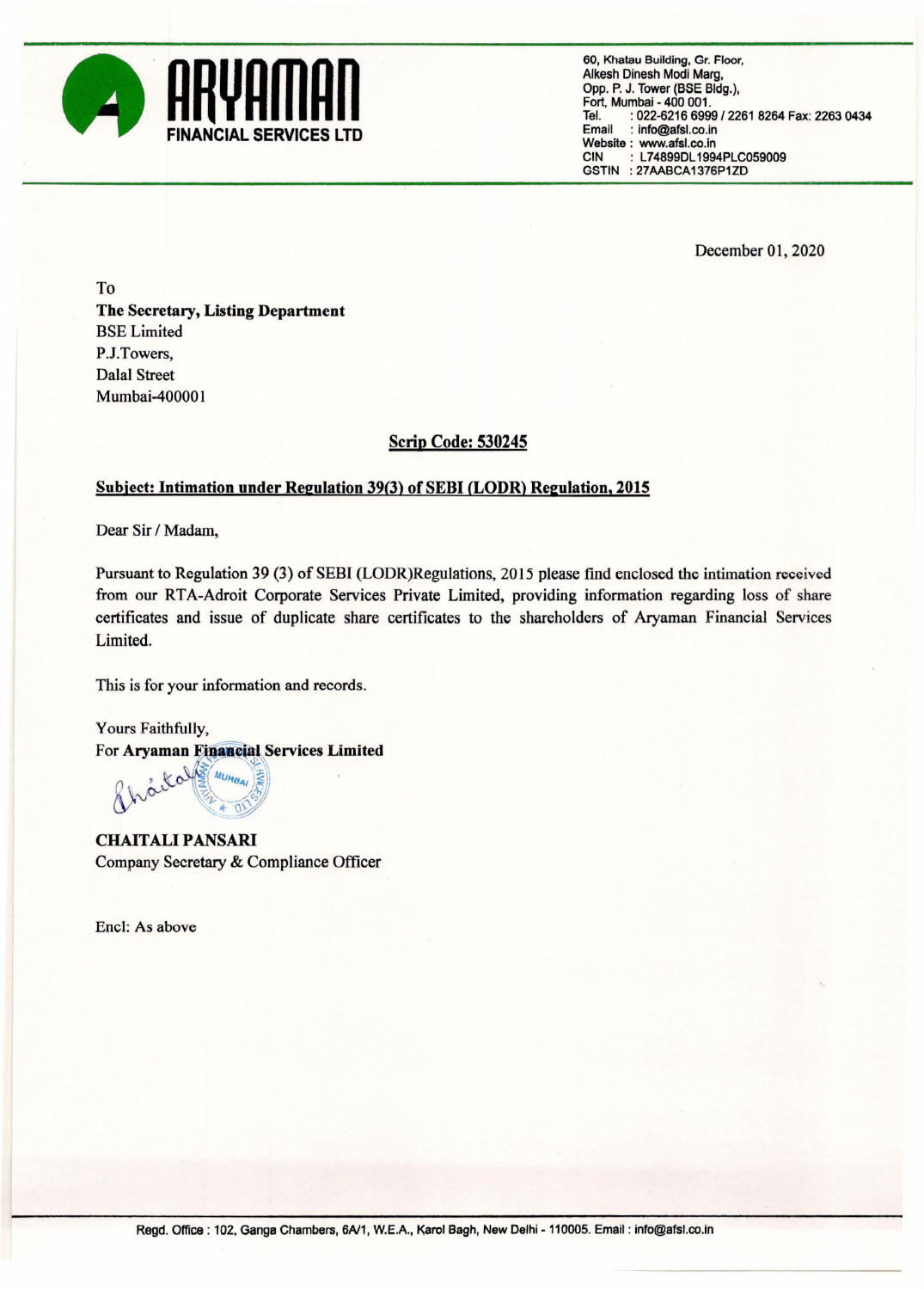# ARYAMAN FINANCIAL SERVICES LTD

60, Khatau Building, Gr. Floor,
Alkesh Dinesh Modi Marg,
Opp. P. J. Tower (BSE Bldg.),
Fort, Mumbai - 400 001.
Tel. : 022-6216 6999 / 2261 8264 Fax: 2263 0434
Email : info@afsl.co.in
Website : www.afsl.co.in
CIN : L74899DL1994PLC059009
GSTIN : 27AABCA1376P1ZD

December 01, 2020

To
**The Secretary, Listing Department**
BSE Limited
P.J.Towers,
Dalal Street
Mumbai-400001

**Scrip Code: 530245**

**Subject: Intimation under Regulation 39(3) of SEBI (LODR) Regulation, 2015**

Dear Sir / Madam,

Pursuant to Regulation 39 (3) of SEBI (LODR)Regulations, 2015 please find enclosed the intimation received from our RTA-Adroit Corporate Services Private Limited, providing information regarding loss of share certificates and issue of duplicate share certificates to the shareholders of Aryaman Financial Services Limited.

This is for your information and records.

Yours Faithfully,
For **Aryaman Financial Services Limited**

**CHAITALI PANSARI**
Company Secretary & Compliance Officer

Encl: As above

Regd. Office : 102, Ganga Chambers, 6A/1, W.E.A., Karol Bagh, New Delhi - 110005. Email : info@afsl.co.in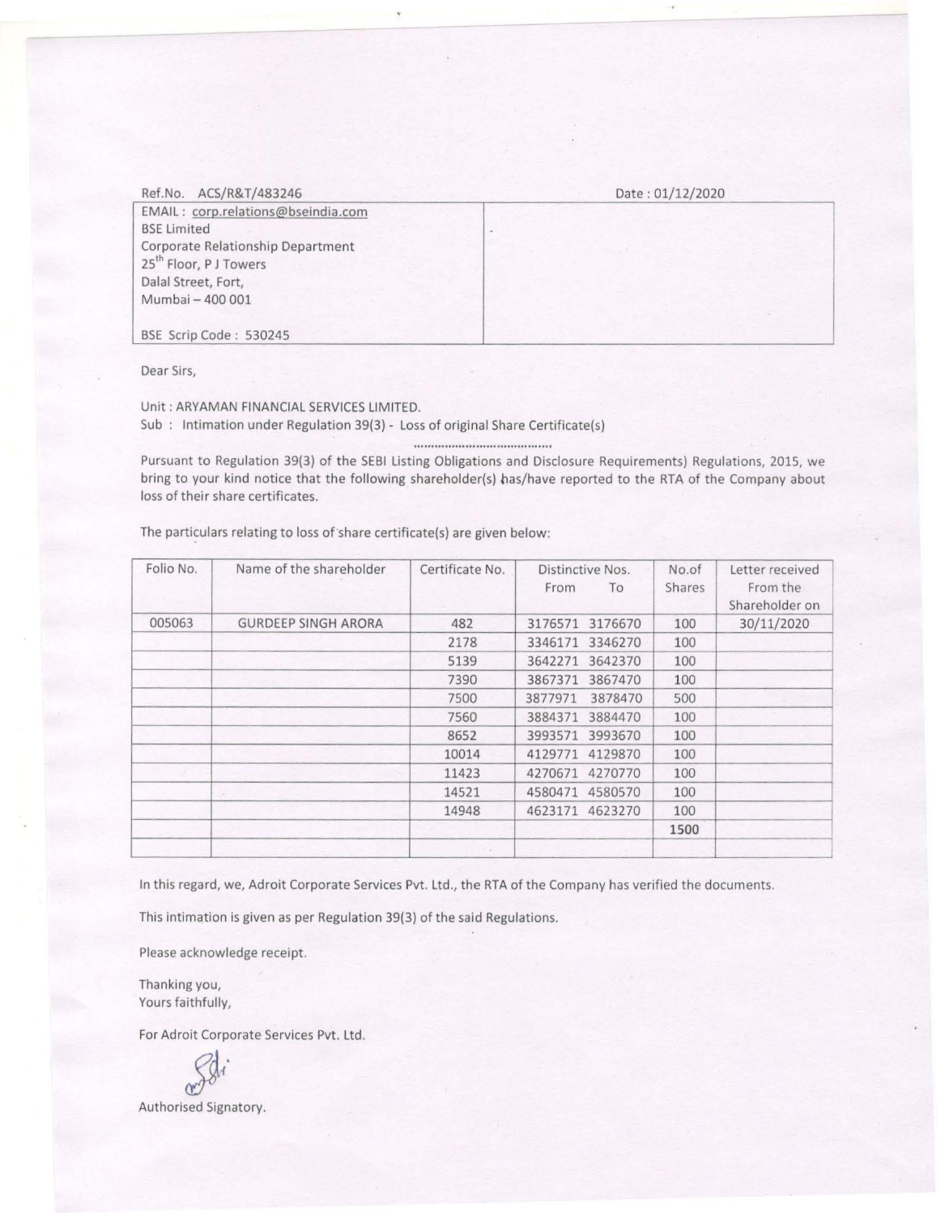Ref.No. ACS/R&T/483246

Date : 01/12/2020

EMAIL : corp.relations@bseindia.com
BSE Limited
Corporate Relationship Department
25th Floor, P J Towers
Dalal Street, Fort,
Mumbai – 400 001

BSE Scrip Code : 530245

Dear Sirs,

Unit : ARYAMAN FINANCIAL SERVICES LIMITED.
Sub : Intimation under Regulation 39(3) - Loss of original Share Certificate(s)

Pursuant to Regulation 39(3) of the SEBI Listing Obligations and Disclosure Requirements) Regulations, 2015, we bring to your kind notice that the following shareholder(s) has/have reported to the RTA of the Company about loss of their share certificates.

The particulars relating to loss of share certificate(s) are given below:

| Folio No. | Name of the shareholder | Certificate No. | Distinctive Nos. From | To | No.of Shares | Letter received From the Shareholder on |
|---|---|---|---|---|---|---|
| 005063 | GURDEEP SINGH ARORA | 482 | 3176571 | 3176670 | 100 | 30/11/2020 |
| | | 2178 | 3346171 | 3346270 | 100 | |
| | | 5139 | 3642271 | 3642370 | 100 | |
| | | 7390 | 3867371 | 3867470 | 100 | |
| | | 7500 | 3877971 | 3878470 | 500 | |
| | | 7560 | 3884371 | 3884470 | 100 | |
| | | 8652 | 3993571 | 3993670 | 100 | |
| | | 10014 | 4129771 | 4129870 | 100 | |
| | | 11423 | 4270671 | 4270770 | 100 | |
| | | 14521 | 4580471 | 4580570 | 100 | |
| | | 14948 | 4623171 | 4623270 | 100 | |
| | | | | | **1500** | |
| | | | | | | |

In this regard, we, Adroit Corporate Services Pvt. Ltd., the RTA of the Company has verified the documents.

This intimation is given as per Regulation 39(3) of the said Regulations.

Please acknowledge receipt.

Thanking you,
Yours faithfully,

For Adroit Corporate Services Pvt. Ltd.

Authorised Signatory.